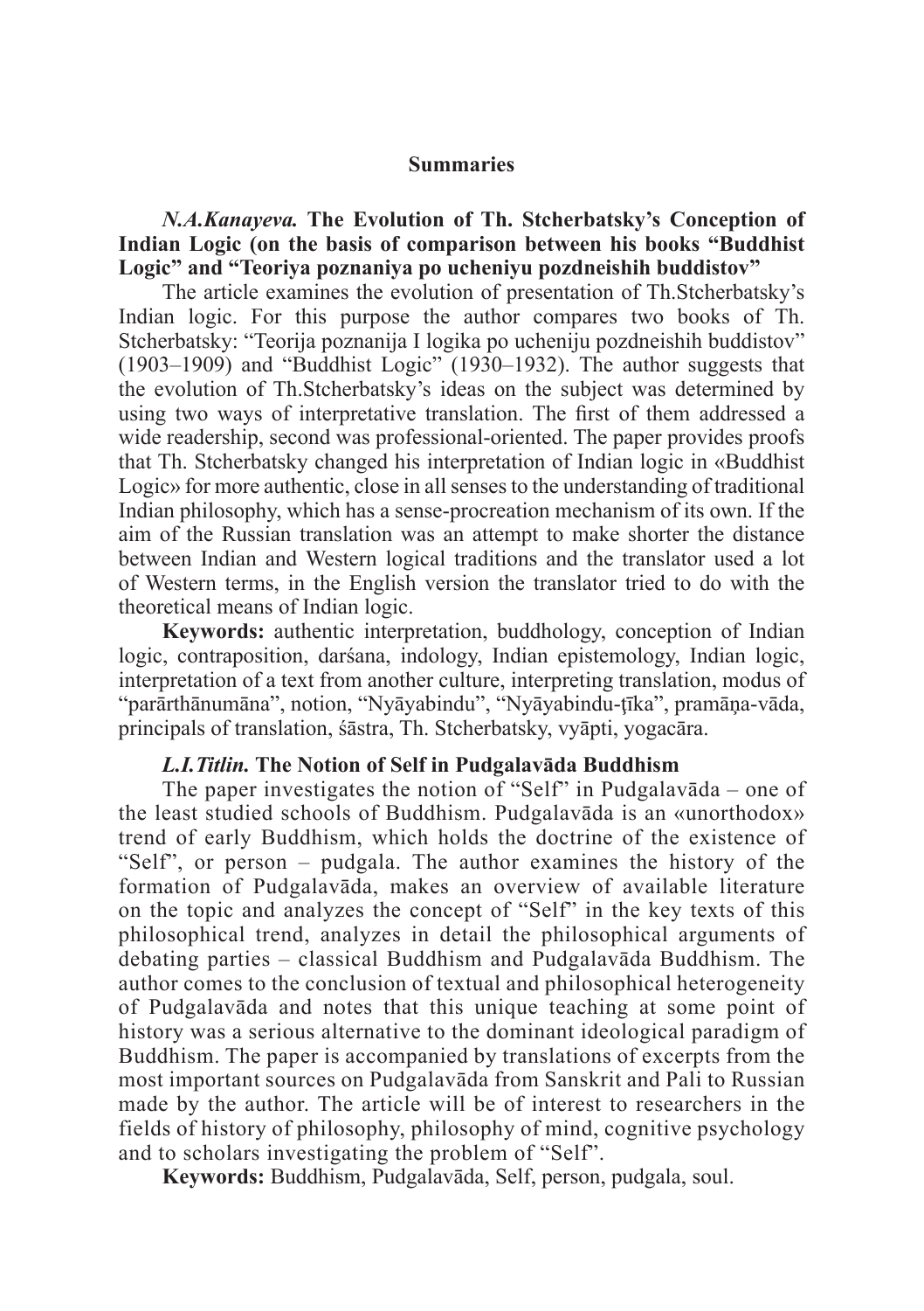## Summaries

***N.A.Kanayeva.* The Evolution of Th. Stcherbatsky's Conception of Indian Logic (on the basis of comparison between his books "Buddhist Logic" and "Teoriya poznaniya po ucheniyu pozdneishih buddistov"**

The article examines the evolution of presentation of Th.Stcherbatsky's Indian logic. For this purpose the author compares two books of Th. Stcherbatsky: "Teorija poznanija I logika po ucheniju pozdneishih buddistov" (1903–1909) and "Buddhist Logic" (1930–1932). The author suggests that the evolution of Th.Stcherbatsky's ideas on the subject was determined by using two ways of interpretative translation. The first of them addressed a wide readership, second was professional-oriented. The paper provides proofs that Th. Stcherbatsky changed his interpretation of Indian logic in «Buddhist Logic» for more authentic, close in all senses to the understanding of traditional Indian philosophy, which has a sense-procreation mechanism of its own. If the aim of the Russian translation was an attempt to make shorter the distance between Indian and Western logical traditions and the translator used a lot of Western terms, in the English version the translator tried to do with the theoretical means of Indian logic.

**Keywords:** authentic interpretation, buddhology, conception of Indian logic, contraposition, darśana, indology, Indian epistemology, Indian logic, interpretation of a text from another culture, interpreting translation, modus of "parārthānumāna", notion, "Nyāyabindu", "Nyāyabindu-ţīka", pramāṇa-vāda, principals of translation, śāstra, Th. Stcherbatsky, vyāpti, yogacāra.

***L.I.Titlin.* The Notion of Self in Pudgalavāda Buddhism**

The paper investigates the notion of "Self" in Pudgalavāda – one of the least studied schools of Buddhism. Pudgalavāda is an «unorthodox» trend of early Buddhism, which holds the doctrine of the existence of "Self", or person – pudgala. The author examines the history of the formation of Pudgalavāda, makes an overview of available literature on the topic and analyzes the concept of "Self" in the key texts of this philosophical trend, analyzes in detail the philosophical arguments of debating parties – classical Buddhism and Pudgalavāda Buddhism. The author comes to the conclusion of textual and philosophical heterogeneity of Pudgalavāda and notes that this unique teaching at some point of history was a serious alternative to the dominant ideological paradigm of Buddhism. The paper is accompanied by translations of excerpts from the most important sources on Pudgalavāda from Sanskrit and Pali to Russian made by the author. The article will be of interest to researchers in the fields of history of philosophy, philosophy of mind, cognitive psychology and to scholars investigating the problem of "Self".

**Keywords:** Buddhism, Pudgalavāda, Self, person, pudgala, soul.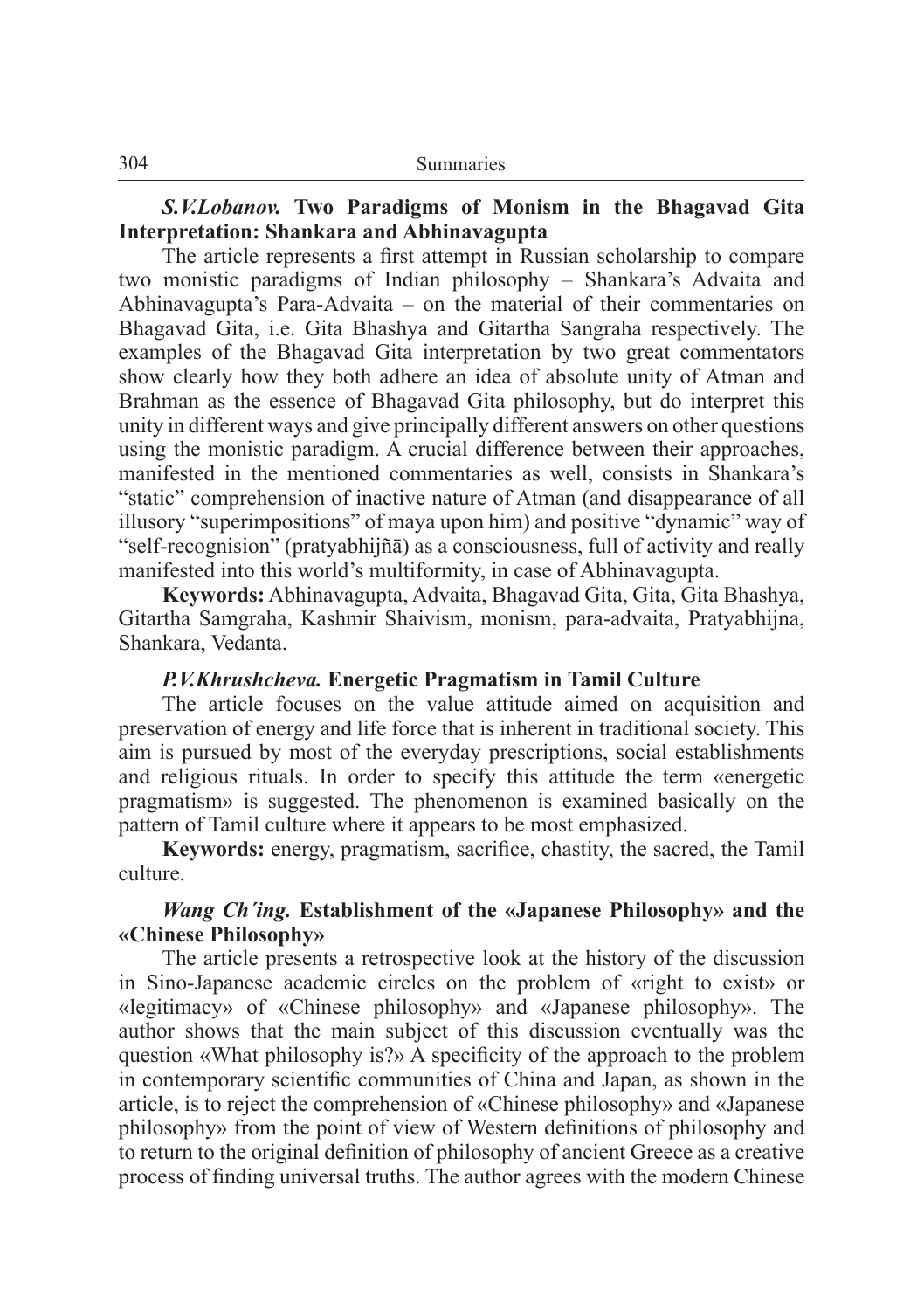***S.V.Lobanov.* Two Paradigms of Monism in the Bhagavad Gita Interpretation: Shankara and Abhinavagupta**

The article represents a first attempt in Russian scholarship to compare two monistic paradigms of Indian philosophy – Shankara's Advaita and Abhinavagupta's Para-Advaita – on the material of their commentaries on Bhagavad Gita, i.e. Gita Bhashya and Gitartha Sangraha respectively. The examples of the Bhagavad Gita interpretation by two great commentators show clearly how they both adhere an idea of absolute unity of Atman and Brahman as the essence of Bhagavad Gita philosophy, but do interpret this unity in different ways and give principally different answers on other questions using the monistic paradigm. A crucial difference between their approaches, manifested in the mentioned commentaries as well, consists in Shankara's "static" comprehension of inactive nature of Atman (and disappearance of all illusory "superimpositions" of maya upon him) and positive "dynamic" way of "self-recognision" (pratyabhijñā) as a consciousness, full of activity and really manifested into this world's multiformity, in case of Abhinavagupta.

**Keywords:** Abhinavagupta, Advaita, Bhagavad Gita, Gita, Gita Bhashya, Gitartha Samgraha, Kashmir Shaivism, monism, para-advaita, Pratyabhijna, Shankara, Vedanta.

***P.V.Khrushcheva.* Energetic Pragmatism in Tamil Culture**

The article focuses on the value attitude aimed on acquisition and preservation of energy and life force that is inherent in traditional society. This aim is pursued by most of the everyday prescriptions, social establishments and religious rituals. In order to specify this attitude the term «energetic pragmatism» is suggested. The phenomenon is examined basically on the pattern of Tamil culture where it appears to be most emphasized.

**Keywords:** energy, pragmatism, sacrifice, chastity, the sacred, the Tamil culture.

***Wang Ch'ing.* Establishment of the «Japanese Philosophy» and the «Chinese Philosophy»**

The article presents a retrospective look at the history of the discussion in Sino-Japanese academic circles on the problem of «right to exist» or «legitimacy» of «Chinese philosophy» and «Japanese philosophy». The author shows that the main subject of this discussion eventually was the question «What philosophy is?» A specificity of the approach to the problem in contemporary scientific communities of China and Japan, as shown in the article, is to reject the comprehension of «Chinese philosophy» and «Japanese philosophy» from the point of view of Western definitions of philosophy and to return to the original definition of philosophy of ancient Greece as a creative process of finding universal truths. The author agrees with the modern Chinese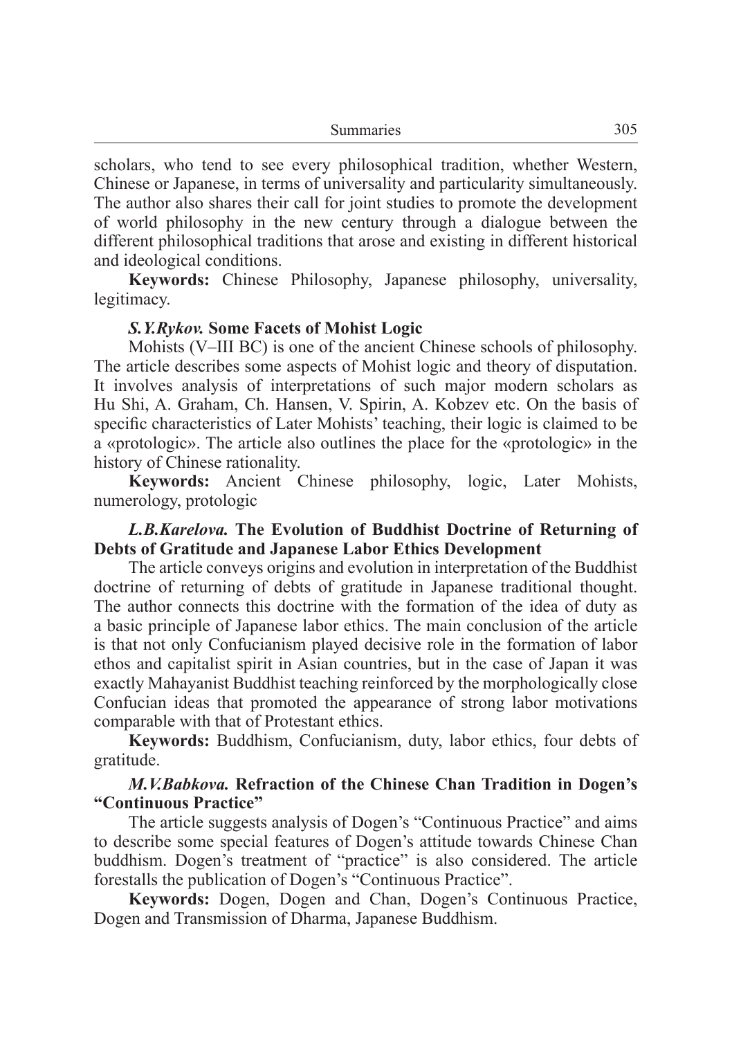scholars, who tend to see every philosophical tradition, whether Western, Chinese or Japanese, in terms of universality and particularity simultaneously. The author also shares their call for joint studies to promote the development of world philosophy in the new century through a dialogue between the different philosophical traditions that arose and existing in different historical and ideological conditions.

**Keywords:** Chinese Philosophy, Japanese philosophy, universality, legitimacy.

### ***S.Y.Rykov.*** **Some Facets of Mohist Logic**

Mohists (V–III BC) is one of the ancient Chinese schools of philosophy. The article describes some aspects of Mohist logic and theory of disputation. It involves analysis of interpretations of such major modern scholars as Hu Shi, A. Graham, Ch. Hansen, V. Spirin, A. Kobzev etc. On the basis of specific characteristics of Later Mohists' teaching, their logic is claimed to be a «protologic». The article also outlines the place for the «protologic» in the history of Chinese rationality.

**Keywords:** Ancient Chinese philosophy, logic, Later Mohists, numerology, protologic

### ***L.B.Karelova.*** **The Evolution of Buddhist Doctrine of Returning of Debts of Gratitude and Japanese Labor Ethics Development**

The article conveys origins and evolution in interpretation of the Buddhist doctrine of returning of debts of gratitude in Japanese traditional thought. The author connects this doctrine with the formation of the idea of duty as a basic principle of Japanese labor ethics. The main conclusion of the article is that not only Confucianism played decisive role in the formation of labor ethos and capitalist spirit in Asian countries, but in the case of Japan it was exactly Mahayanist Buddhist teaching reinforced by the morphologically close Confucian ideas that promoted the appearance of strong labor motivations comparable with that of Protestant ethics.

**Keywords:** Buddhism, Confucianism, duty, labor ethics, four debts of gratitude.

### ***M.V.Babkova.*** **Refraction of the Chinese Chan Tradition in Dogen's "Continuous Practice"**

The article suggests analysis of Dogen's "Continuous Practice" and aims to describe some special features of Dogen's attitude towards Chinese Chan buddhism. Dogen's treatment of "practice" is also considered. The article forestalls the publication of Dogen's "Continuous Practice".

**Keywords:** Dogen, Dogen and Chan, Dogen's Continuous Practice, Dogen and Transmission of Dharma, Japanese Buddhism.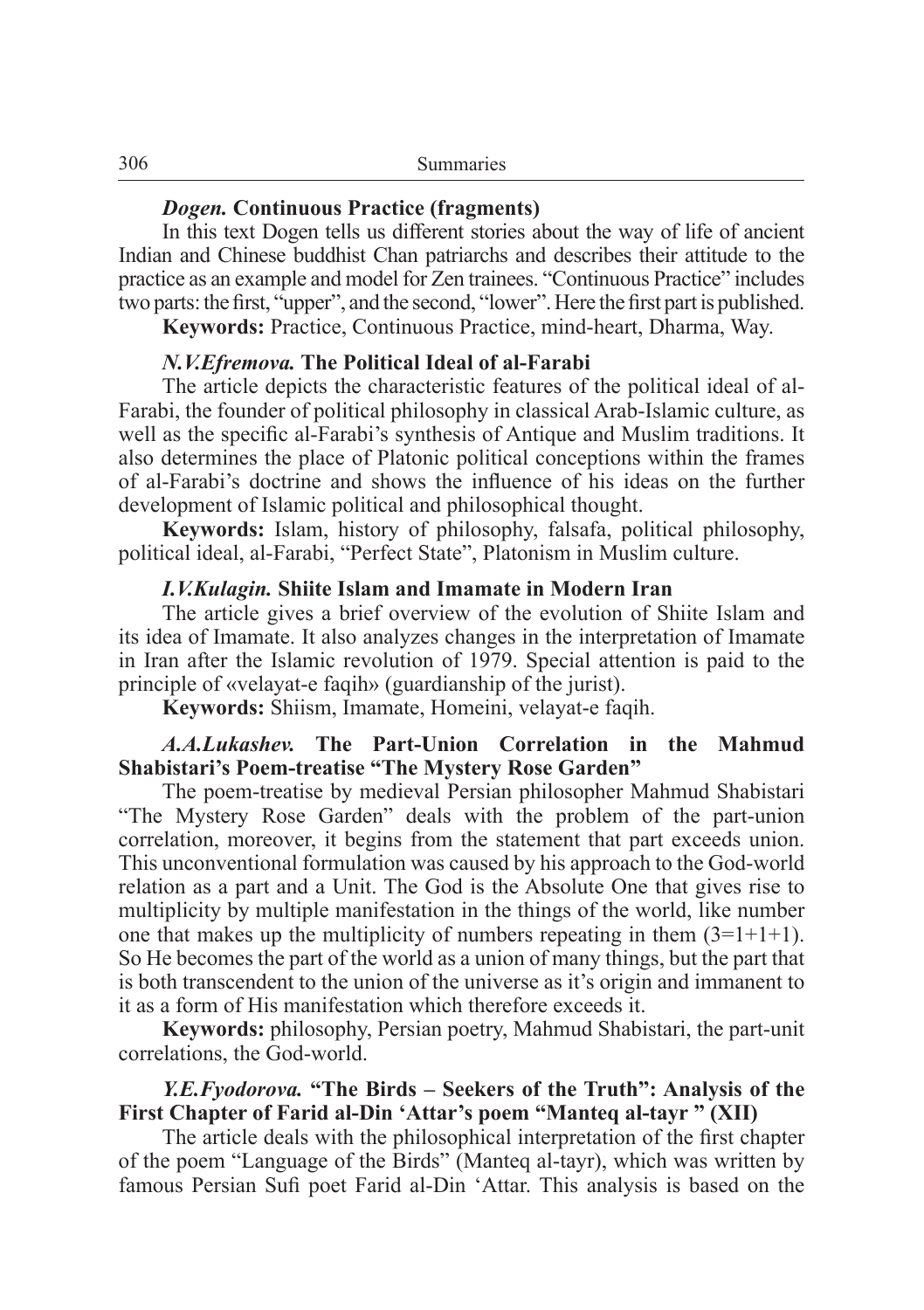***Dogen.* Continuous Practice (fragments)**

In this text Dogen tells us different stories about the way of life of ancient Indian and Chinese buddhist Chan patriarchs and describes their attitude to the practice as an example and model for Zen trainees. "Continuous Practice" includes two parts: the first, "upper", and the second, "lower". Here the first part is published.

**Keywords:** Practice, Continuous Practice, mind-heart, Dharma, Way.

***N.V.Efremova.* The Political Ideal of al-Farabi**

The article depicts the characteristic features of the political ideal of al-Farabi, the founder of political philosophy in classical Arab-Islamic culture, as well as the specific al-Farabi's synthesis of Antique and Muslim traditions. It also determines the place of Platonic political conceptions within the frames of al-Farabi's doctrine and shows the influence of his ideas on the further development of Islamic political and philosophical thought.

**Keywords:** Islam, history of philosophy, falsafa, political philosophy, political ideal, al-Farabi, "Perfect State", Platonism in Muslim culture.

***I.V.Kulagin.* Shiite Islam and Imamate in Modern Iran**

The article gives a brief overview of the evolution of Shiite Islam and its idea of Imamate. It also analyzes changes in the interpretation of Imamate in Iran after the Islamic revolution of 1979. Special attention is paid to the principle of «velayat-e faqih» (guardianship of the jurist).

**Keywords:** Shiism, Imamate, Homeini, velayat-e faqih.

***A.A.Lukashev.* The Part-Union Correlation in the Mahmud Shabistari's Poem-treatise "The Mystery Rose Garden"**

The poem-treatise by medieval Persian philosopher Mahmud Shabistari "The Mystery Rose Garden" deals with the problem of the part-union correlation, moreover, it begins from the statement that part exceeds union. This unconventional formulation was caused by his approach to the God-world relation as a part and a Unit. The God is the Absolute One that gives rise to multiplicity by multiple manifestation in the things of the world, like number one that makes up the multiplicity of numbers repeating in them (3=1+1+1). So He becomes the part of the world as a union of many things, but the part that is both transcendent to the union of the universe as it's origin and immanent to it as a form of His manifestation which therefore exceeds it.

**Keywords:** philosophy, Persian poetry, Mahmud Shabistari, the part-unit correlations, the God-world.

***Y.E.Fyodorova.* "The Birds – Seekers of the Truth": Analysis of the First Chapter of Farid al-Din 'Attar's poem "Manteq al-tayr " (XII)**

The article deals with the philosophical interpretation of the first chapter of the poem "Language of the Birds" (Manteq al-tayr), which was written by famous Persian Sufi poet Farid al-Din 'Attar. This analysis is based on the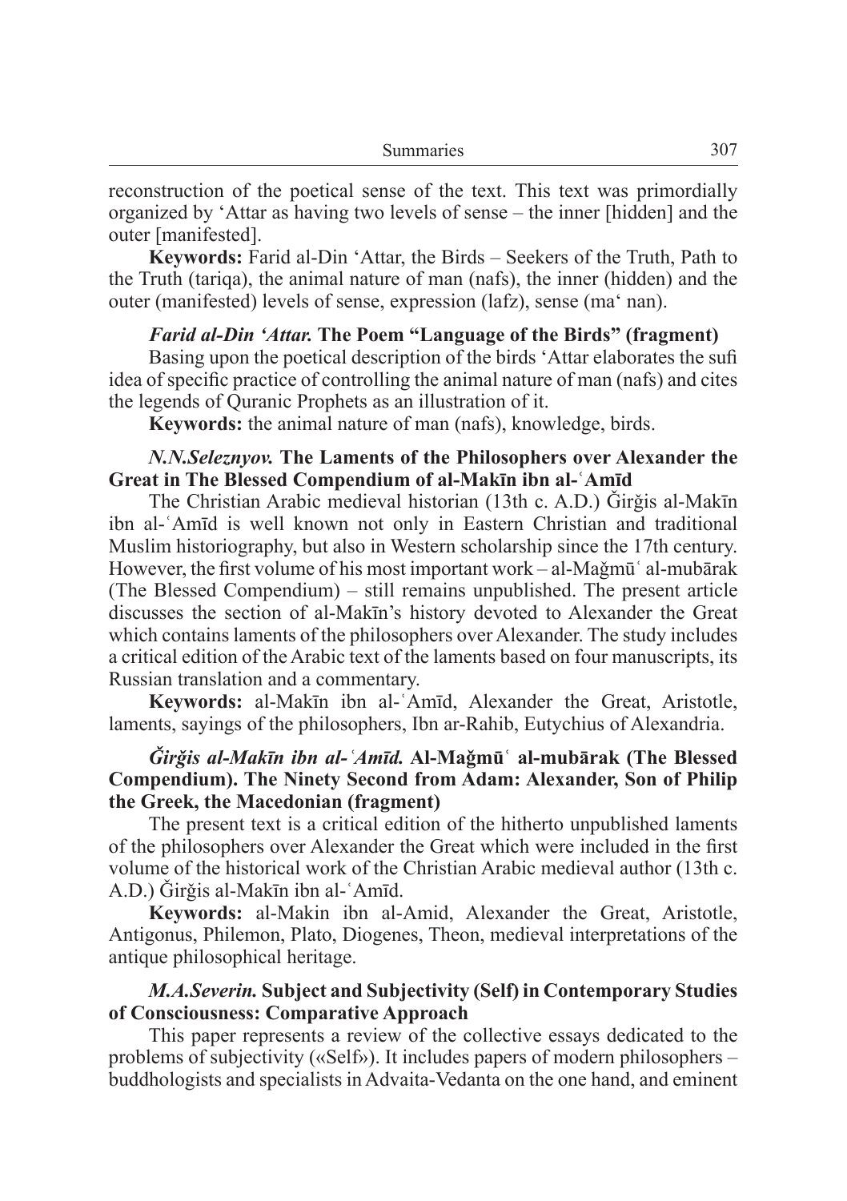reconstruction of the poetical sense of the text. This text was primordially organized by ʻAttar as having two levels of sense – the inner [hidden] and the outer [manifested].

**Keywords:** Farid al-Din ʻAttar, the Birds – Seekers of the Truth, Path to the Truth (tariqa), the animal nature of man (nafs), the inner (hidden) and the outer (manifested) levels of sense, expression (lafz), sense (maʻ nan).

***Farid al-Din ʻAttar.* The Poem "Language of the Birds" (fragment)**

Basing upon the poetical description of the birds ʻAttar elaborates the sufi idea of specific practice of controlling the animal nature of man (nafs) and cites the legends of Quranic Prophets as an illustration of it.

**Keywords:** the animal nature of man (nafs), knowledge, birds.

***N.N.Seleznyov.* The Laments of the Philosophers over Alexander the Great in The Blessed Compendium of al-Makīn ibn al-ʿAmīd**

The Christian Arabic medieval historian (13th c. A.D.) Ǧirǧis al-Makīn ibn al-ʿAmīd is well known not only in Eastern Christian and traditional Muslim historiography, but also in Western scholarship since the 17th century. However, the first volume of his most important work – al-Maǧmūʿ al-mubārak (The Blessed Compendium) – still remains unpublished. The present article discusses the section of al-Makīn's history devoted to Alexander the Great which contains laments of the philosophers over Alexander. The study includes a critical edition of the Arabic text of the laments based on four manuscripts, its Russian translation and a commentary.

**Keywords:** al-Makīn ibn al-ʿAmīd, Alexander the Great, Aristotle, laments, sayings of the philosophers, Ibn ar-Rahib, Eutychius of Alexandria.

***Ǧirǧis al-Makīn ibn al-ʿAmīd.* Al-Maǧmūʿ al-mubārak (The Blessed Compendium). The Ninety Second from Adam: Alexander, Son of Philip the Greek, the Macedonian (fragment)**

The present text is a critical edition of the hitherto unpublished laments of the philosophers over Alexander the Great which were included in the first volume of the historical work of the Christian Arabic medieval author (13th c. A.D.) Ǧirǧis al-Makīn ibn al-ʿAmīd.

**Keywords:** al-Makin ibn al-Amid, Alexander the Great, Aristotle, Antigonus, Philemon, Plato, Diogenes, Theon, medieval interpretations of the antique philosophical heritage.

***M.A.Severin.* Subject and Subjectivity (Self) in Contemporary Studies of Consciousness: Comparative Approach**

This paper represents a review of the collective essays dedicated to the problems of subjectivity («Self»). It includes papers of modern philosophers – buddhologists and specialists in Advaita-Vedanta on the one hand, and eminent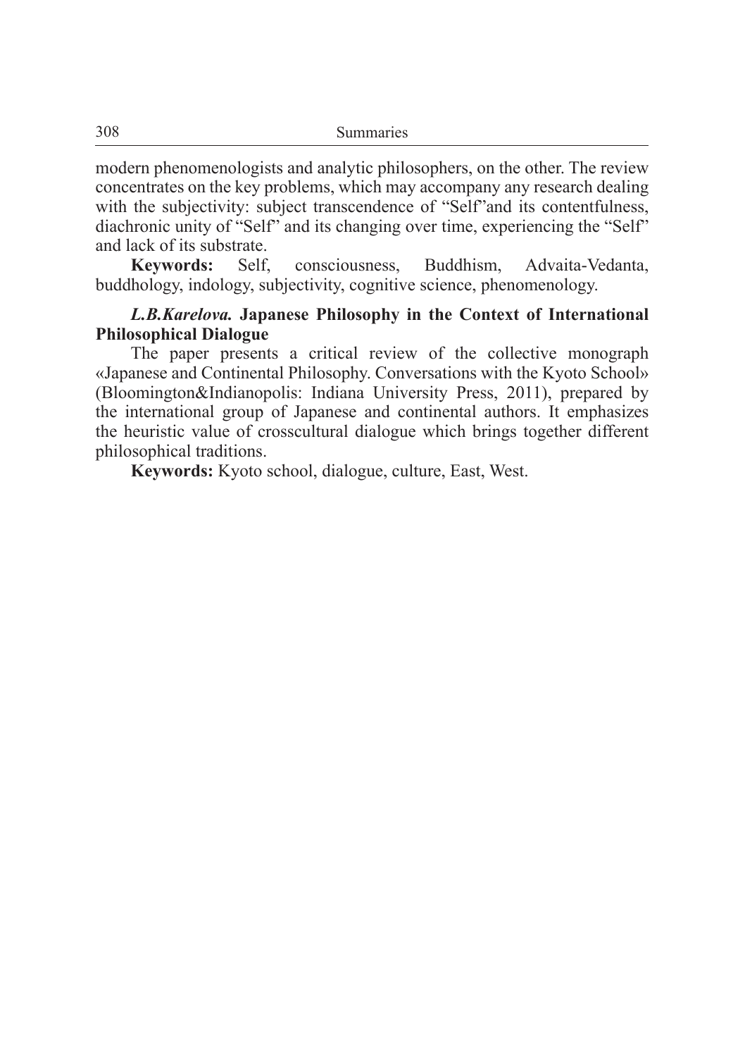modern phenomenologists and analytic philosophers, on the other. The review concentrates on the key problems, which may accompany any research dealing with the subjectivity: subject transcendence of "Self"and its contentfulness, diachronic unity of "Self" and its changing over time, experiencing the "Self" and lack of its substrate.

**Keywords:** Self, consciousness, Buddhism, Advaita-Vedanta, buddhology, indology, subjectivity, cognitive science, phenomenology.

***L.B.Karelova.*** **Japanese Philosophy in the Context of International Philosophical Dialogue**

The paper presents a critical review of the collective monograph «Japanese and Continental Philosophy. Conversations with the Kyoto School» (Bloomington&Indianopolis: Indiana University Press, 2011), prepared by the international group of Japanese and continental authors. It emphasizes the heuristic value of crosscultural dialogue which brings together different philosophical traditions.

**Keywords:** Kyoto school, dialogue, culture, East, West.